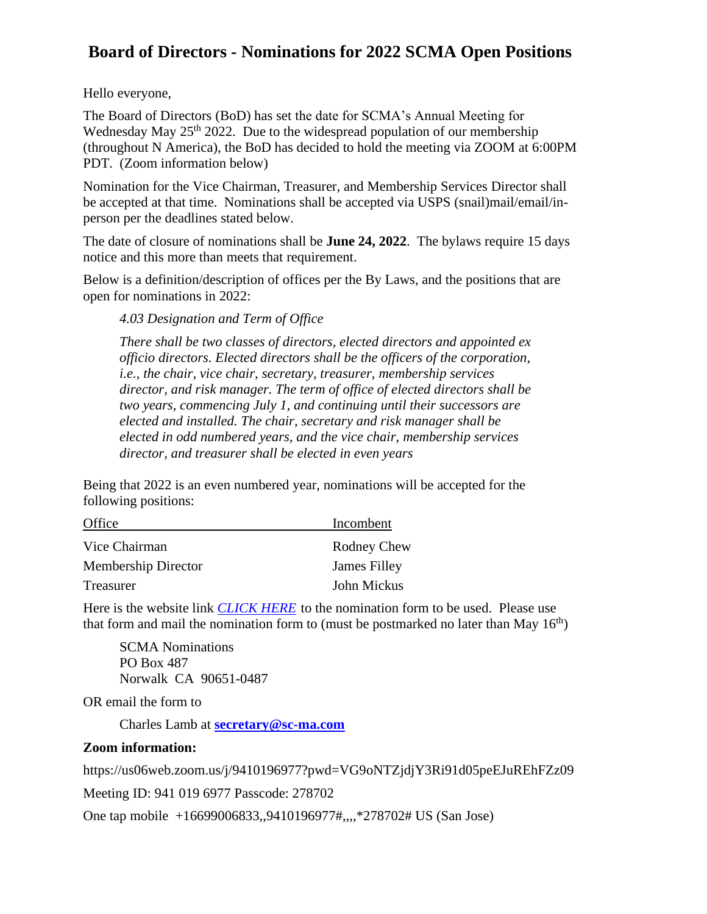# Board of Directors - Nominations for 2022 SCMA Open Positions

Hello everyone,

The Board of Directors (BoD) has set the date for SCMA's Annual Meeting for Wednesday May 25th 2022. Due to the widespread population of our membership (throughout N America), the BoD has decided to hold the meeting via ZOOM at 6:00PM PDT. (Zoom information below)

Nomination for the Vice Chairman, Treasurer, and Membership Services Director shall be accepted at that time. Nominations shall be accepted via USPS (snail)mail/email/in-person per the deadlines stated below.

The date of closure of nominations shall be **June 24, 2022**. The bylaws require 15 days notice and this more than meets that requirement.

Below is a definition/description of offices per the By Laws, and the positions that are open for nominations in 2022:

> *4.03 Designation and Term of Office*
>
> *There shall be two classes of directors, elected directors and appointed ex officio directors. Elected directors shall be the officers of the corporation, i.e., the chair, vice chair, secretary, treasurer, membership services director, and risk manager. The term of office of elected directors shall be two years, commencing July 1, and continuing until their successors are elected and installed. The chair, secretary and risk manager shall be elected in odd numbered years, and the vice chair, membership services director, and treasurer shall be elected in even years*

Being that 2022 is an even numbered year, nominations will be accepted for the following positions:

| Office | Incombent |
|---|---|
| Vice Chairman | Rodney Chew |
| Membership Director | James Filley |
| Treasurer | John Mickus |

Here is the website link *CLICK HERE* to the nomination form to be used. Please use that form and mail the nomination form to (must be postmarked no later than May 16th)

> SCMA Nominations
> PO Box 487
> Norwalk CA 90651-0487

OR email the form to

> Charles Lamb at **secretary@sc-ma.com**

**Zoom information:**

https://us06web.zoom.us/j/9410196977?pwd=VG9oNTZjdjY3Ri91d05peEJuREhFZz09

Meeting ID: 941 019 6977 Passcode: 278702

One tap mobile +16699006833,,9410196977#,,,,*278702# US (San Jose)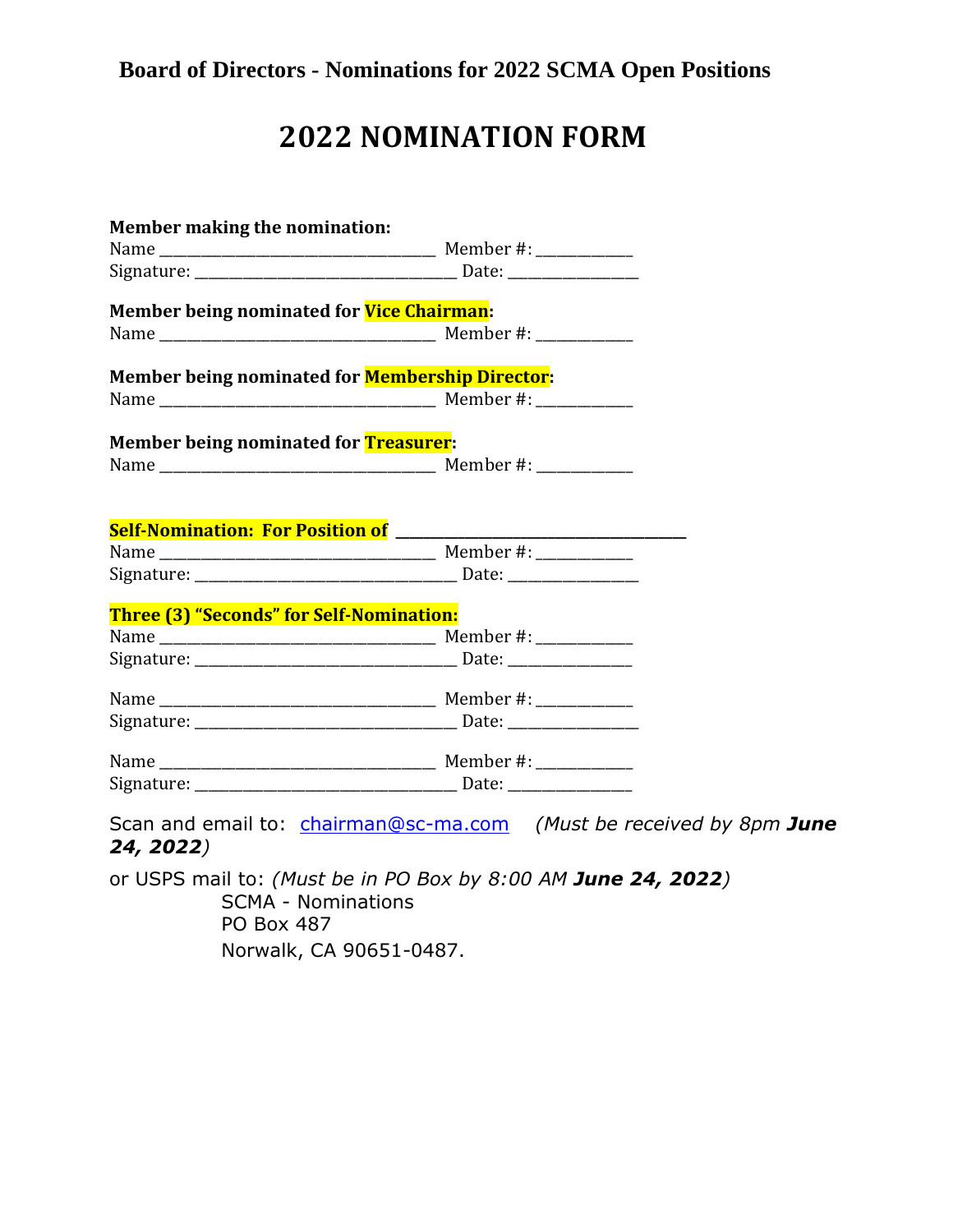**Board of Directors - Nominations for 2022 SCMA Open Positions**

# 2022 NOMINATION FORM

**Member making the nomination:**

Name ________________________________ Member #: ___________

Signature: ______________________________ Date: _______________

**Member being nominated for Vice Chairman:**

Name ________________________________ Member #: ___________

**Member being nominated for Membership Director:**

Name ________________________________ Member #: ___________

**Member being nominated for Treasurer:**

Name ________________________________ Member #: ___________

**Self-Nomination: For Position of ________________________________**

Name ________________________________ Member #: ___________

Signature: ______________________________ Date: _______________

**Three (3) "Seconds" for Self-Nomination:**

Name ________________________________ Member #: ___________

Signature: ______________________________ Date: _______________

Name ________________________________ Member #: ___________

Signature: ______________________________ Date: _______________

Name ________________________________ Member #: ___________

Signature: ______________________________ Date: _______________

Scan and email to: chairman@sc-ma.com *(Must be received by 8pm **June 24, 2022**)*

or USPS mail to: *(Must be in PO Box by 8:00 AM **June 24, 2022**)*

SCMA - Nominations
PO Box 487
Norwalk, CA 90651-0487.